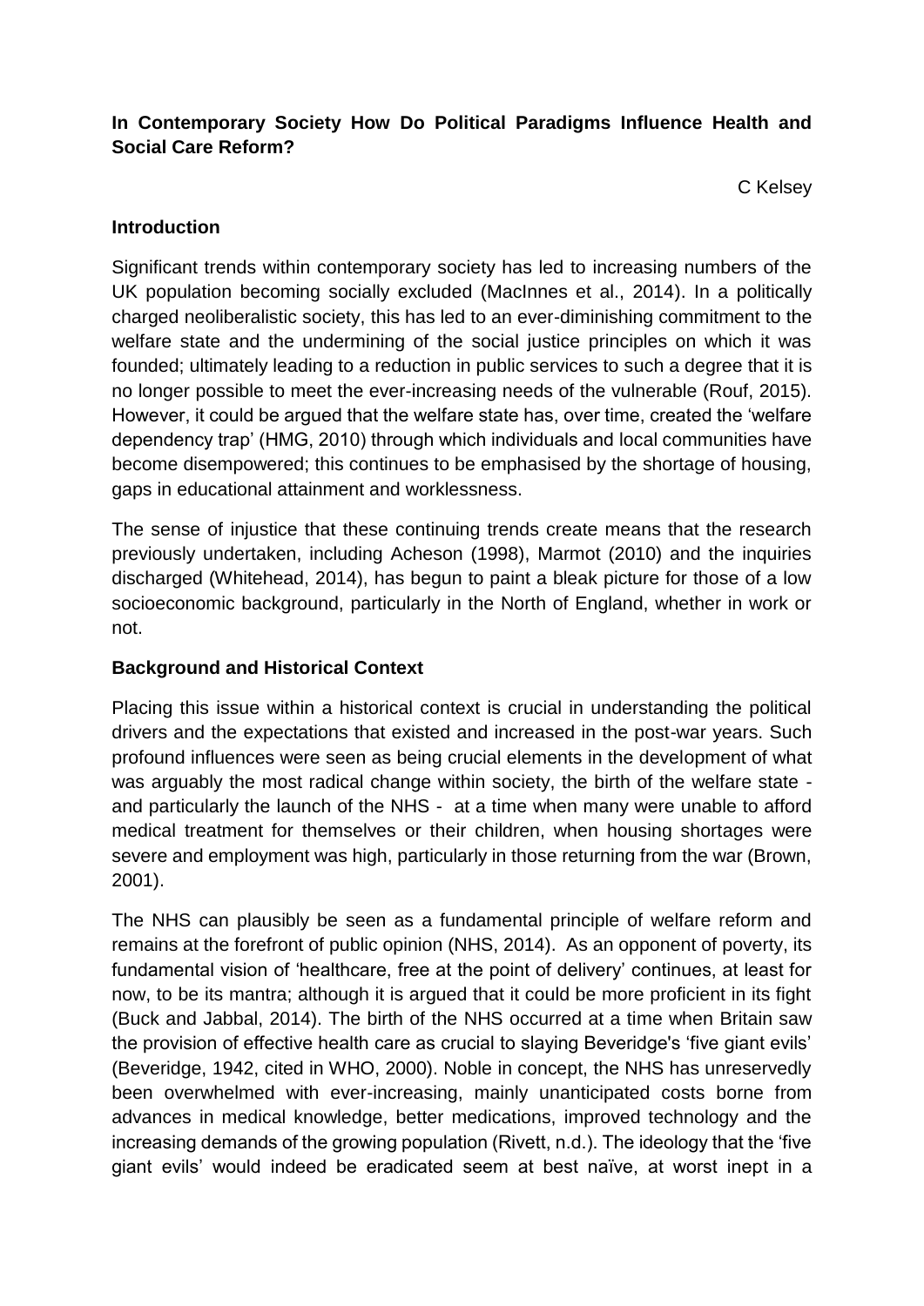**In Contemporary Society How Do Political Paradigms Influence Health and Social Care Reform?**

C Kelsey

**Introduction**

Significant trends within contemporary society has led to increasing numbers of the UK population becoming socially excluded (MacInnes et al., 2014). In a politically charged neoliberalistic society, this has led to an ever-diminishing commitment to the welfare state and the undermining of the social justice principles on which it was founded; ultimately leading to a reduction in public services to such a degree that it is no longer possible to meet the ever-increasing needs of the vulnerable (Rouf, 2015). However, it could be argued that the welfare state has, over time, created the 'welfare dependency trap' (HMG, 2010) through which individuals and local communities have become disempowered; this continues to be emphasised by the shortage of housing, gaps in educational attainment and worklessness.

The sense of injustice that these continuing trends create means that the research previously undertaken, including Acheson (1998), Marmot (2010) and the inquiries discharged (Whitehead, 2014), has begun to paint a bleak picture for those of a low socioeconomic background, particularly in the North of England, whether in work or not.

**Background and Historical Context**

Placing this issue within a historical context is crucial in understanding the political drivers and the expectations that existed and increased in the post-war years. Such profound influences were seen as being crucial elements in the development of what was arguably the most radical change within society, the birth of the welfare state - and particularly the launch of the NHS - at a time when many were unable to afford medical treatment for themselves or their children, when housing shortages were severe and employment was high, particularly in those returning from the war (Brown, 2001).

The NHS can plausibly be seen as a fundamental principle of welfare reform and remains at the forefront of public opinion (NHS, 2014). As an opponent of poverty, its fundamental vision of 'healthcare, free at the point of delivery' continues, at least for now, to be its mantra; although it is argued that it could be more proficient in its fight (Buck and Jabbal, 2014). The birth of the NHS occurred at a time when Britain saw the provision of effective health care as crucial to slaying Beveridge's 'five giant evils' (Beveridge, 1942, cited in WHO, 2000). Noble in concept, the NHS has unreservedly been overwhelmed with ever-increasing, mainly unanticipated costs borne from advances in medical knowledge, better medications, improved technology and the increasing demands of the growing population (Rivett, n.d.). The ideology that the 'five giant evils' would indeed be eradicated seem at best naïve, at worst inept in a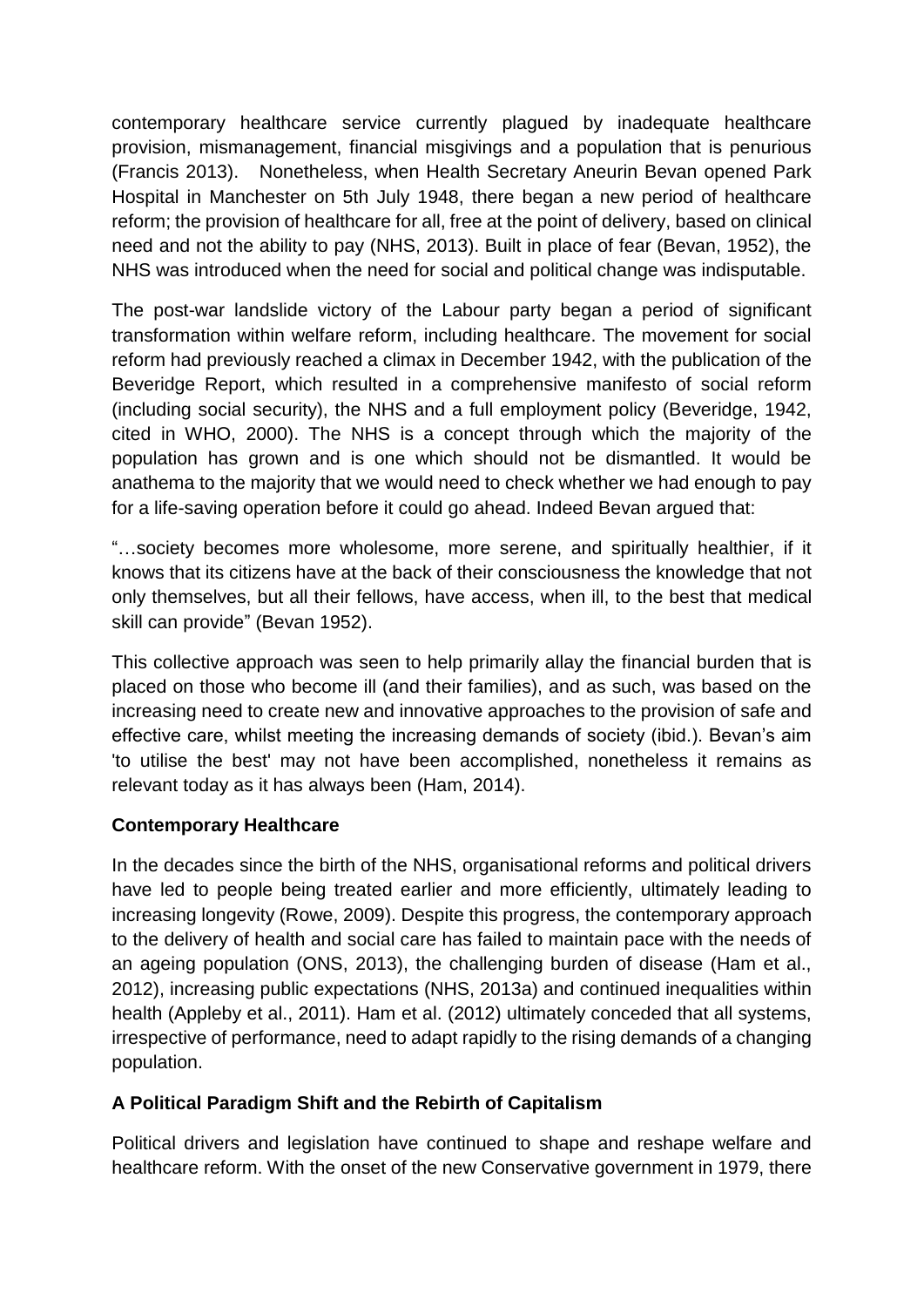contemporary healthcare service currently plagued by inadequate healthcare provision, mismanagement, financial misgivings and a population that is penurious (Francis 2013). Nonetheless, when Health Secretary Aneurin Bevan opened Park Hospital in Manchester on 5th July 1948, there began a new period of healthcare reform; the provision of healthcare for all, free at the point of delivery, based on clinical need and not the ability to pay (NHS, 2013). Built in place of fear (Bevan, 1952), the NHS was introduced when the need for social and political change was indisputable.

The post-war landslide victory of the Labour party began a period of significant transformation within welfare reform, including healthcare. The movement for social reform had previously reached a climax in December 1942, with the publication of the Beveridge Report, which resulted in a comprehensive manifesto of social reform (including social security), the NHS and a full employment policy (Beveridge, 1942, cited in WHO, 2000). The NHS is a concept through which the majority of the population has grown and is one which should not be dismantled. It would be anathema to the majority that we would need to check whether we had enough to pay for a life-saving operation before it could go ahead. Indeed Bevan argued that:

"…society becomes more wholesome, more serene, and spiritually healthier, if it knows that its citizens have at the back of their consciousness the knowledge that not only themselves, but all their fellows, have access, when ill, to the best that medical skill can provide" (Bevan 1952).

This collective approach was seen to help primarily allay the financial burden that is placed on those who become ill (and their families), and as such, was based on the increasing need to create new and innovative approaches to the provision of safe and effective care, whilst meeting the increasing demands of society (ibid.). Bevan's aim 'to utilise the best' may not have been accomplished, nonetheless it remains as relevant today as it has always been (Ham, 2014).

**Contemporary Healthcare**

In the decades since the birth of the NHS, organisational reforms and political drivers have led to people being treated earlier and more efficiently, ultimately leading to increasing longevity (Rowe, 2009). Despite this progress, the contemporary approach to the delivery of health and social care has failed to maintain pace with the needs of an ageing population (ONS, 2013), the challenging burden of disease (Ham et al., 2012), increasing public expectations (NHS, 2013a) and continued inequalities within health (Appleby et al., 2011). Ham et al. (2012) ultimately conceded that all systems, irrespective of performance, need to adapt rapidly to the rising demands of a changing population.

**A Political Paradigm Shift and the Rebirth of Capitalism**

Political drivers and legislation have continued to shape and reshape welfare and healthcare reform. With the onset of the new Conservative government in 1979, there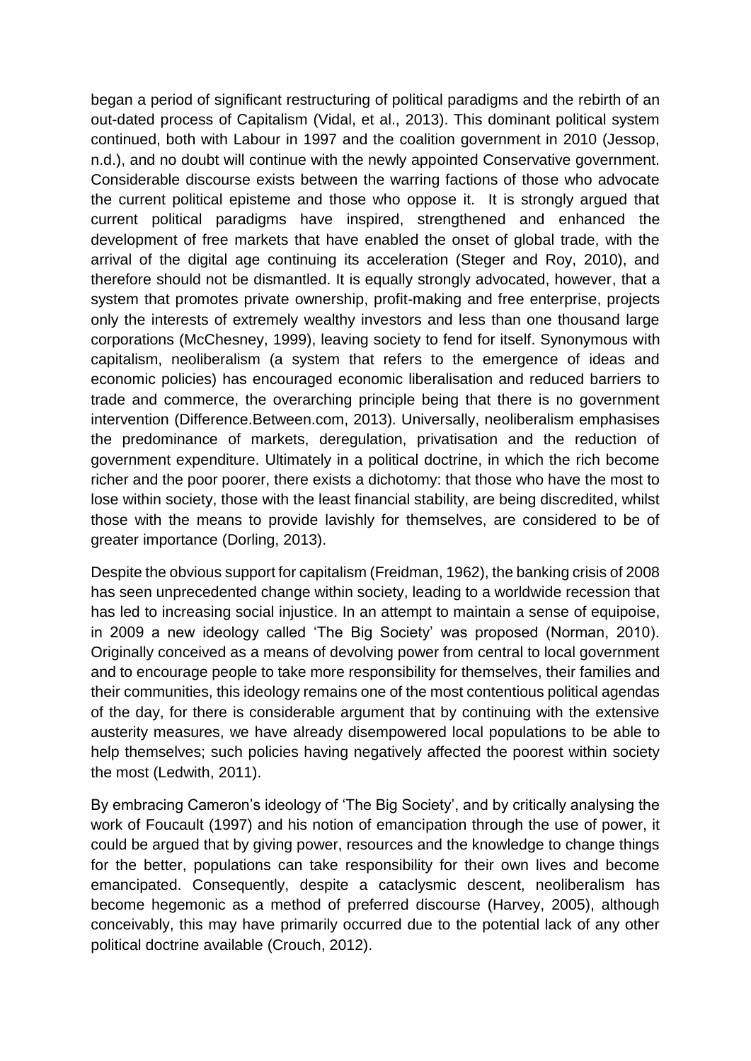began a period of significant restructuring of political paradigms and the rebirth of an out-dated process of Capitalism (Vidal, et al., 2013). This dominant political system continued, both with Labour in 1997 and the coalition government in 2010 (Jessop, n.d.), and no doubt will continue with the newly appointed Conservative government. Considerable discourse exists between the warring factions of those who advocate the current political episteme and those who oppose it. It is strongly argued that current political paradigms have inspired, strengthened and enhanced the development of free markets that have enabled the onset of global trade, with the arrival of the digital age continuing its acceleration (Steger and Roy, 2010), and therefore should not be dismantled. It is equally strongly advocated, however, that a system that promotes private ownership, profit-making and free enterprise, projects only the interests of extremely wealthy investors and less than one thousand large corporations (McChesney, 1999), leaving society to fend for itself. Synonymous with capitalism, neoliberalism (a system that refers to the emergence of ideas and economic policies) has encouraged economic liberalisation and reduced barriers to trade and commerce, the overarching principle being that there is no government intervention (Difference.Between.com, 2013). Universally, neoliberalism emphasises the predominance of markets, deregulation, privatisation and the reduction of government expenditure. Ultimately in a political doctrine, in which the rich become richer and the poor poorer, there exists a dichotomy: that those who have the most to lose within society, those with the least financial stability, are being discredited, whilst those with the means to provide lavishly for themselves, are considered to be of greater importance (Dorling, 2013).

Despite the obvious support for capitalism (Freidman, 1962), the banking crisis of 2008 has seen unprecedented change within society, leading to a worldwide recession that has led to increasing social injustice. In an attempt to maintain a sense of equipoise, in 2009 a new ideology called 'The Big Society' was proposed (Norman, 2010). Originally conceived as a means of devolving power from central to local government and to encourage people to take more responsibility for themselves, their families and their communities, this ideology remains one of the most contentious political agendas of the day, for there is considerable argument that by continuing with the extensive austerity measures, we have already disempowered local populations to be able to help themselves; such policies having negatively affected the poorest within society the most (Ledwith, 2011).

By embracing Cameron's ideology of 'The Big Society', and by critically analysing the work of Foucault (1997) and his notion of emancipation through the use of power, it could be argued that by giving power, resources and the knowledge to change things for the better, populations can take responsibility for their own lives and become emancipated. Consequently, despite a cataclysmic descent, neoliberalism has become hegemonic as a method of preferred discourse (Harvey, 2005), although conceivably, this may have primarily occurred due to the potential lack of any other political doctrine available (Crouch, 2012).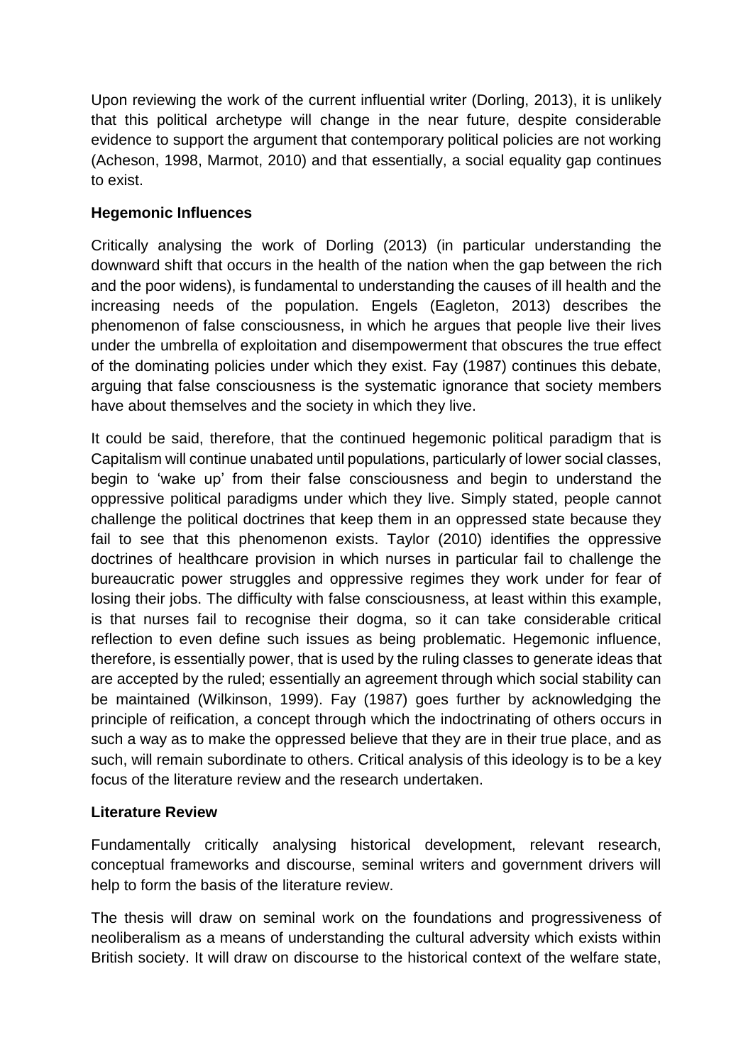Upon reviewing the work of the current influential writer (Dorling, 2013), it is unlikely that this political archetype will change in the near future, despite considerable evidence to support the argument that contemporary political policies are not working (Acheson, 1998, Marmot, 2010) and that essentially, a social equality gap continues to exist.

**Hegemonic Influences**

Critically analysing the work of Dorling (2013) (in particular understanding the downward shift that occurs in the health of the nation when the gap between the rich and the poor widens), is fundamental to understanding the causes of ill health and the increasing needs of the population. Engels (Eagleton, 2013) describes the phenomenon of false consciousness, in which he argues that people live their lives under the umbrella of exploitation and disempowerment that obscures the true effect of the dominating policies under which they exist. Fay (1987) continues this debate, arguing that false consciousness is the systematic ignorance that society members have about themselves and the society in which they live.

It could be said, therefore, that the continued hegemonic political paradigm that is Capitalism will continue unabated until populations, particularly of lower social classes, begin to 'wake up' from their false consciousness and begin to understand the oppressive political paradigms under which they live. Simply stated, people cannot challenge the political doctrines that keep them in an oppressed state because they fail to see that this phenomenon exists. Taylor (2010) identifies the oppressive doctrines of healthcare provision in which nurses in particular fail to challenge the bureaucratic power struggles and oppressive regimes they work under for fear of losing their jobs. The difficulty with false consciousness, at least within this example, is that nurses fail to recognise their dogma, so it can take considerable critical reflection to even define such issues as being problematic. Hegemonic influence, therefore, is essentially power, that is used by the ruling classes to generate ideas that are accepted by the ruled; essentially an agreement through which social stability can be maintained (Wilkinson, 1999). Fay (1987) goes further by acknowledging the principle of reification, a concept through which the indoctrinating of others occurs in such a way as to make the oppressed believe that they are in their true place, and as such, will remain subordinate to others. Critical analysis of this ideology is to be a key focus of the literature review and the research undertaken.

**Literature Review**

Fundamentally critically analysing historical development, relevant research, conceptual frameworks and discourse, seminal writers and government drivers will help to form the basis of the literature review.

The thesis will draw on seminal work on the foundations and progressiveness of neoliberalism as a means of understanding the cultural adversity which exists within British society. It will draw on discourse to the historical context of the welfare state,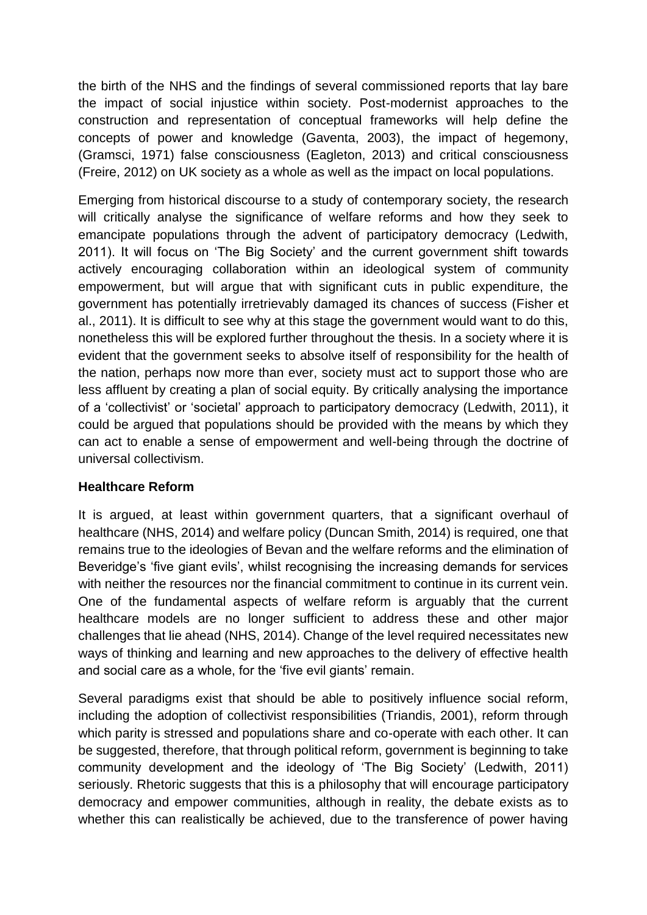the birth of the NHS and the findings of several commissioned reports that lay bare the impact of social injustice within society. Post-modernist approaches to the construction and representation of conceptual frameworks will help define the concepts of power and knowledge (Gaventa, 2003), the impact of hegemony, (Gramsci, 1971) false consciousness (Eagleton, 2013) and critical consciousness (Freire, 2012) on UK society as a whole as well as the impact on local populations.

Emerging from historical discourse to a study of contemporary society, the research will critically analyse the significance of welfare reforms and how they seek to emancipate populations through the advent of participatory democracy (Ledwith, 2011). It will focus on 'The Big Society' and the current government shift towards actively encouraging collaboration within an ideological system of community empowerment, but will argue that with significant cuts in public expenditure, the government has potentially irretrievably damaged its chances of success (Fisher et al., 2011). It is difficult to see why at this stage the government would want to do this, nonetheless this will be explored further throughout the thesis. In a society where it is evident that the government seeks to absolve itself of responsibility for the health of the nation, perhaps now more than ever, society must act to support those who are less affluent by creating a plan of social equity. By critically analysing the importance of a 'collectivist' or 'societal' approach to participatory democracy (Ledwith, 2011), it could be argued that populations should be provided with the means by which they can act to enable a sense of empowerment and well-being through the doctrine of universal collectivism.

**Healthcare Reform**

It is argued, at least within government quarters, that a significant overhaul of healthcare (NHS, 2014) and welfare policy (Duncan Smith, 2014) is required, one that remains true to the ideologies of Bevan and the welfare reforms and the elimination of Beveridge's 'five giant evils', whilst recognising the increasing demands for services with neither the resources nor the financial commitment to continue in its current vein. One of the fundamental aspects of welfare reform is arguably that the current healthcare models are no longer sufficient to address these and other major challenges that lie ahead (NHS, 2014). Change of the level required necessitates new ways of thinking and learning and new approaches to the delivery of effective health and social care as a whole, for the 'five evil giants' remain.

Several paradigms exist that should be able to positively influence social reform, including the adoption of collectivist responsibilities (Triandis, 2001), reform through which parity is stressed and populations share and co-operate with each other. It can be suggested, therefore, that through political reform, government is beginning to take community development and the ideology of 'The Big Society' (Ledwith, 2011) seriously. Rhetoric suggests that this is a philosophy that will encourage participatory democracy and empower communities, although in reality, the debate exists as to whether this can realistically be achieved, due to the transference of power having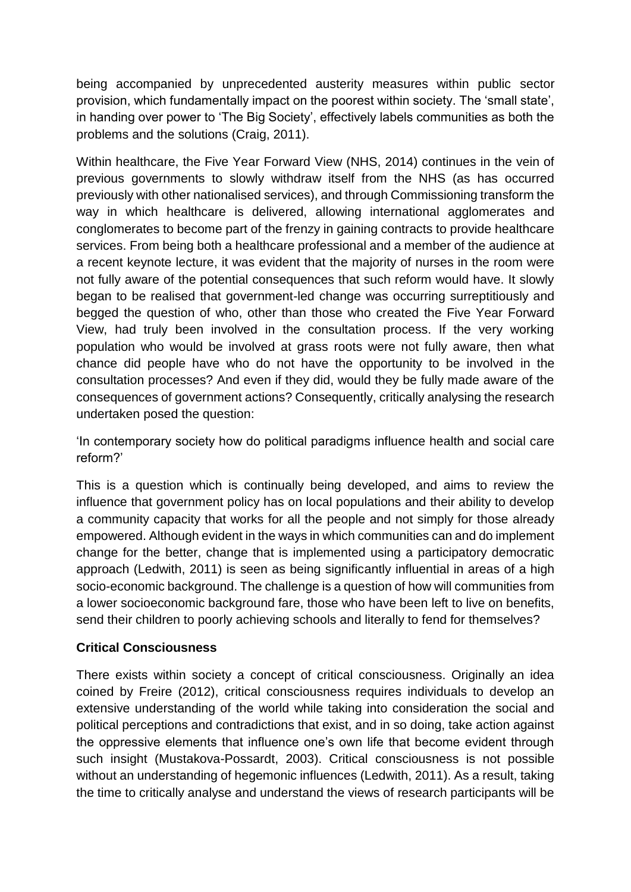being accompanied by unprecedented austerity measures within public sector provision, which fundamentally impact on the poorest within society. The 'small state', in handing over power to 'The Big Society', effectively labels communities as both the problems and the solutions (Craig, 2011).

Within healthcare, the Five Year Forward View (NHS, 2014) continues in the vein of previous governments to slowly withdraw itself from the NHS (as has occurred previously with other nationalised services), and through Commissioning transform the way in which healthcare is delivered, allowing international agglomerates and conglomerates to become part of the frenzy in gaining contracts to provide healthcare services. From being both a healthcare professional and a member of the audience at a recent keynote lecture, it was evident that the majority of nurses in the room were not fully aware of the potential consequences that such reform would have. It slowly began to be realised that government-led change was occurring surreptitiously and begged the question of who, other than those who created the Five Year Forward View, had truly been involved in the consultation process. If the very working population who would be involved at grass roots were not fully aware, then what chance did people have who do not have the opportunity to be involved in the consultation processes? And even if they did, would they be fully made aware of the consequences of government actions? Consequently, critically analysing the research undertaken posed the question:

'In contemporary society how do political paradigms influence health and social care reform?'

This is a question which is continually being developed, and aims to review the influence that government policy has on local populations and their ability to develop a community capacity that works for all the people and not simply for those already empowered. Although evident in the ways in which communities can and do implement change for the better, change that is implemented using a participatory democratic approach (Ledwith, 2011) is seen as being significantly influential in areas of a high socio-economic background. The challenge is a question of how will communities from a lower socioeconomic background fare, those who have been left to live on benefits, send their children to poorly achieving schools and literally to fend for themselves?

**Critical Consciousness**

There exists within society a concept of critical consciousness. Originally an idea coined by Freire (2012), critical consciousness requires individuals to develop an extensive understanding of the world while taking into consideration the social and political perceptions and contradictions that exist, and in so doing, take action against the oppressive elements that influence one's own life that become evident through such insight (Mustakova-Possardt, 2003). Critical consciousness is not possible without an understanding of hegemonic influences (Ledwith, 2011). As a result, taking the time to critically analyse and understand the views of research participants will be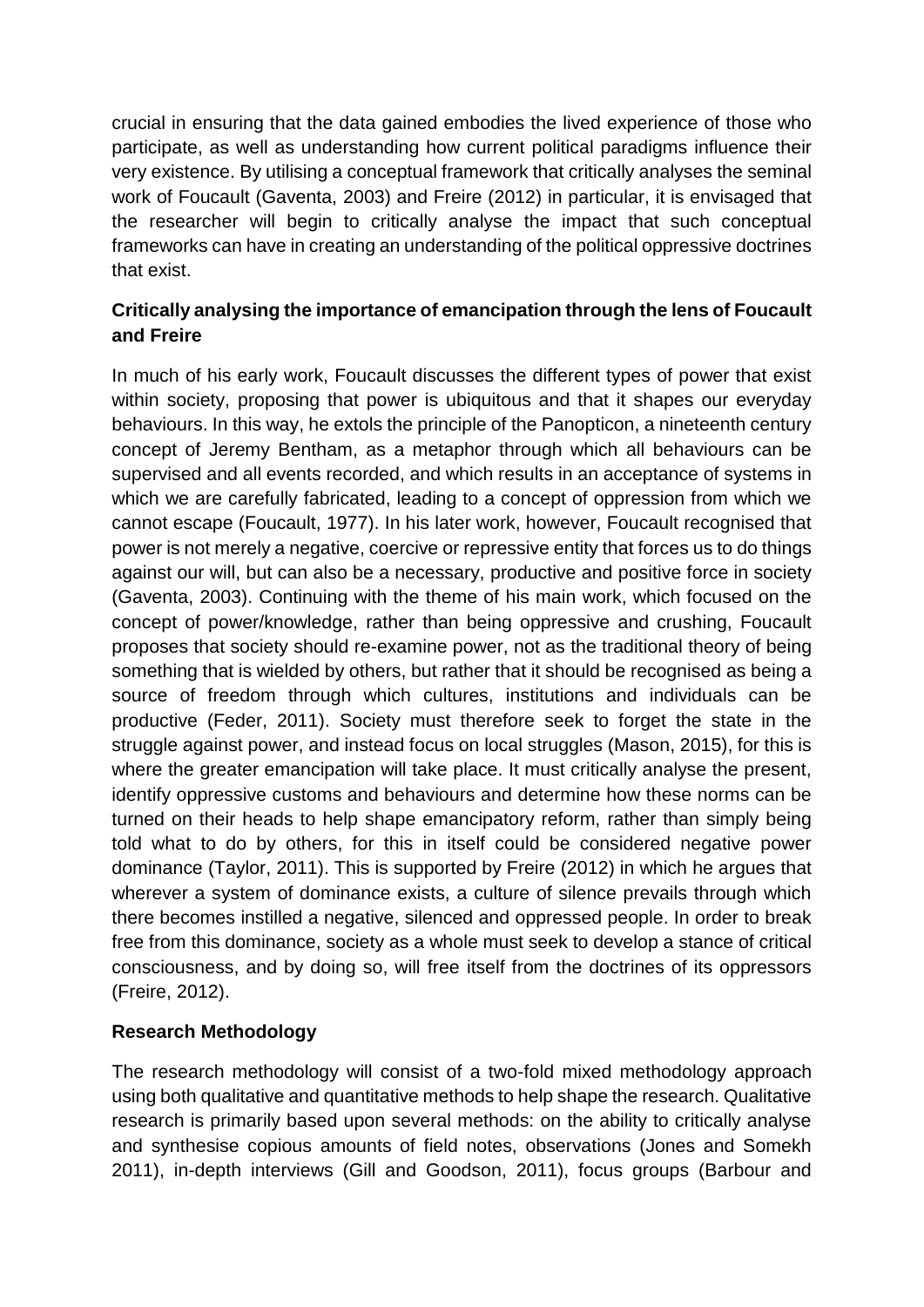crucial in ensuring that the data gained embodies the lived experience of those who participate, as well as understanding how current political paradigms influence their very existence. By utilising a conceptual framework that critically analyses the seminal work of Foucault (Gaventa, 2003) and Freire (2012) in particular, it is envisaged that the researcher will begin to critically analyse the impact that such conceptual frameworks can have in creating an understanding of the political oppressive doctrines that exist.

## Critically analysing the importance of emancipation through the lens of Foucault and Freire

In much of his early work, Foucault discusses the different types of power that exist within society, proposing that power is ubiquitous and that it shapes our everyday behaviours. In this way, he extols the principle of the Panopticon, a nineteenth century concept of Jeremy Bentham, as a metaphor through which all behaviours can be supervised and all events recorded, and which results in an acceptance of systems in which we are carefully fabricated, leading to a concept of oppression from which we cannot escape (Foucault, 1977). In his later work, however, Foucault recognised that power is not merely a negative, coercive or repressive entity that forces us to do things against our will, but can also be a necessary, productive and positive force in society (Gaventa, 2003). Continuing with the theme of his main work, which focused on the concept of power/knowledge, rather than being oppressive and crushing, Foucault proposes that society should re-examine power, not as the traditional theory of being something that is wielded by others, but rather that it should be recognised as being a source of freedom through which cultures, institutions and individuals can be productive (Feder, 2011). Society must therefore seek to forget the state in the struggle against power, and instead focus on local struggles (Mason, 2015), for this is where the greater emancipation will take place. It must critically analyse the present, identify oppressive customs and behaviours and determine how these norms can be turned on their heads to help shape emancipatory reform, rather than simply being told what to do by others, for this in itself could be considered negative power dominance (Taylor, 2011). This is supported by Freire (2012) in which he argues that wherever a system of dominance exists, a culture of silence prevails through which there becomes instilled a negative, silenced and oppressed people. In order to break free from this dominance, society as a whole must seek to develop a stance of critical consciousness, and by doing so, will free itself from the doctrines of its oppressors (Freire, 2012).

## Research Methodology

The research methodology will consist of a two-fold mixed methodology approach using both qualitative and quantitative methods to help shape the research. Qualitative research is primarily based upon several methods: on the ability to critically analyse and synthesise copious amounts of field notes, observations (Jones and Somekh 2011), in-depth interviews (Gill and Goodson, 2011), focus groups (Barbour and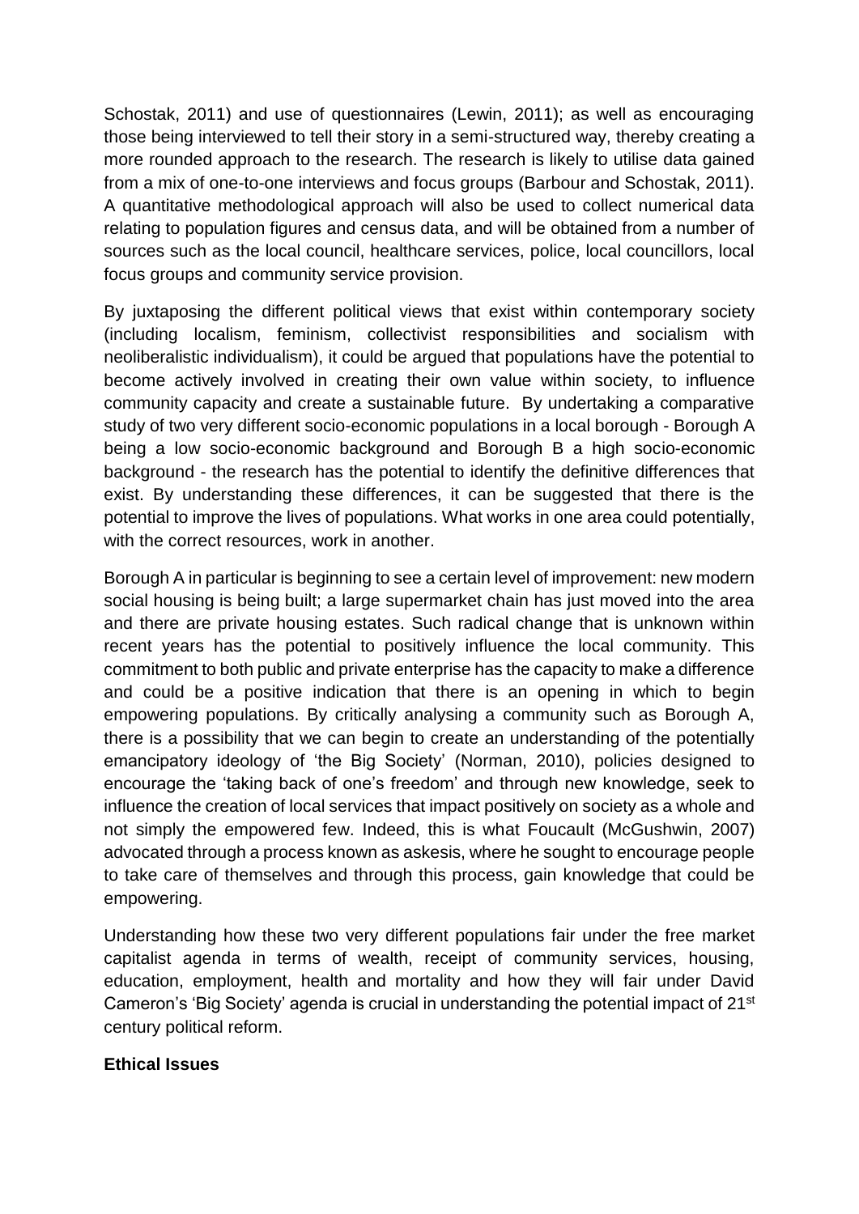Schostak, 2011) and use of questionnaires (Lewin, 2011); as well as encouraging those being interviewed to tell their story in a semi-structured way, thereby creating a more rounded approach to the research. The research is likely to utilise data gained from a mix of one-to-one interviews and focus groups (Barbour and Schostak, 2011). A quantitative methodological approach will also be used to collect numerical data relating to population figures and census data, and will be obtained from a number of sources such as the local council, healthcare services, police, local councillors, local focus groups and community service provision.

By juxtaposing the different political views that exist within contemporary society (including localism, feminism, collectivist responsibilities and socialism with neoliberalistic individualism), it could be argued that populations have the potential to become actively involved in creating their own value within society, to influence community capacity and create a sustainable future. By undertaking a comparative study of two very different socio-economic populations in a local borough - Borough A being a low socio-economic background and Borough B a high socio-economic background - the research has the potential to identify the definitive differences that exist. By understanding these differences, it can be suggested that there is the potential to improve the lives of populations. What works in one area could potentially, with the correct resources, work in another.

Borough A in particular is beginning to see a certain level of improvement: new modern social housing is being built; a large supermarket chain has just moved into the area and there are private housing estates. Such radical change that is unknown within recent years has the potential to positively influence the local community. This commitment to both public and private enterprise has the capacity to make a difference and could be a positive indication that there is an opening in which to begin empowering populations. By critically analysing a community such as Borough A, there is a possibility that we can begin to create an understanding of the potentially emancipatory ideology of 'the Big Society' (Norman, 2010), policies designed to encourage the 'taking back of one's freedom' and through new knowledge, seek to influence the creation of local services that impact positively on society as a whole and not simply the empowered few. Indeed, this is what Foucault (McGushwin, 2007) advocated through a process known as askesis, where he sought to encourage people to take care of themselves and through this process, gain knowledge that could be empowering.

Understanding how these two very different populations fair under the free market capitalist agenda in terms of wealth, receipt of community services, housing, education, employment, health and mortality and how they will fair under David Cameron's 'Big Society' agenda is crucial in understanding the potential impact of 21st century political reform.

**Ethical Issues**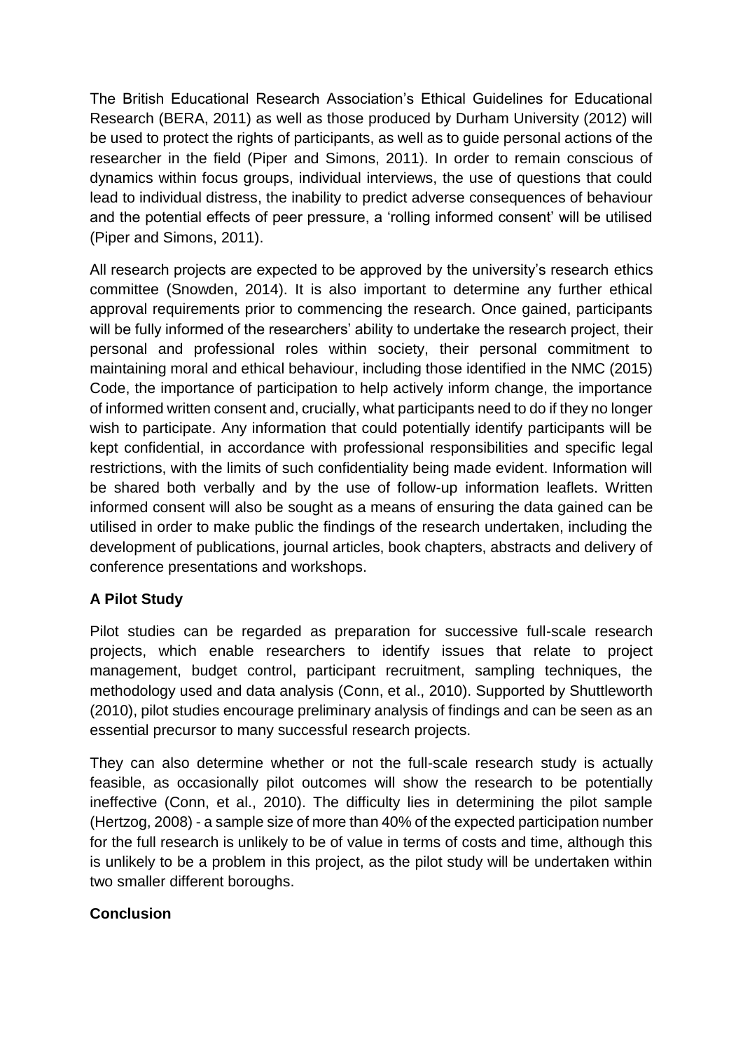The British Educational Research Association's Ethical Guidelines for Educational Research (BERA, 2011) as well as those produced by Durham University (2012) will be used to protect the rights of participants, as well as to guide personal actions of the researcher in the field (Piper and Simons, 2011). In order to remain conscious of dynamics within focus groups, individual interviews, the use of questions that could lead to individual distress, the inability to predict adverse consequences of behaviour and the potential effects of peer pressure, a 'rolling informed consent' will be utilised (Piper and Simons, 2011).

All research projects are expected to be approved by the university's research ethics committee (Snowden, 2014). It is also important to determine any further ethical approval requirements prior to commencing the research. Once gained, participants will be fully informed of the researchers' ability to undertake the research project, their personal and professional roles within society, their personal commitment to maintaining moral and ethical behaviour, including those identified in the NMC (2015) Code, the importance of participation to help actively inform change, the importance of informed written consent and, crucially, what participants need to do if they no longer wish to participate. Any information that could potentially identify participants will be kept confidential, in accordance with professional responsibilities and specific legal restrictions, with the limits of such confidentiality being made evident. Information will be shared both verbally and by the use of follow-up information leaflets. Written informed consent will also be sought as a means of ensuring the data gained can be utilised in order to make public the findings of the research undertaken, including the development of publications, journal articles, book chapters, abstracts and delivery of conference presentations and workshops.

## A Pilot Study

Pilot studies can be regarded as preparation for successive full-scale research projects, which enable researchers to identify issues that relate to project management, budget control, participant recruitment, sampling techniques, the methodology used and data analysis (Conn, et al., 2010). Supported by Shuttleworth (2010), pilot studies encourage preliminary analysis of findings and can be seen as an essential precursor to many successful research projects.

They can also determine whether or not the full-scale research study is actually feasible, as occasionally pilot outcomes will show the research to be potentially ineffective (Conn, et al., 2010). The difficulty lies in determining the pilot sample (Hertzog, 2008) - a sample size of more than 40% of the expected participation number for the full research is unlikely to be of value in terms of costs and time, although this is unlikely to be a problem in this project, as the pilot study will be undertaken within two smaller different boroughs.

## Conclusion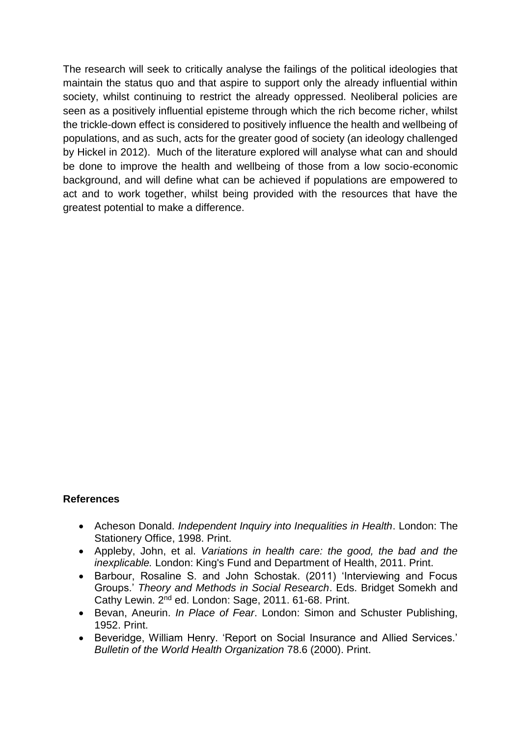The research will seek to critically analyse the failings of the political ideologies that maintain the status quo and that aspire to support only the already influential within society, whilst continuing to restrict the already oppressed. Neoliberal policies are seen as a positively influential episteme through which the rich become richer, whilst the trickle-down effect is considered to positively influence the health and wellbeing of populations, and as such, acts for the greater good of society (an ideology challenged by Hickel in 2012). Much of the literature explored will analyse what can and should be done to improve the health and wellbeing of those from a low socio-economic background, and will define what can be achieved if populations are empowered to act and to work together, whilst being provided with the resources that have the greatest potential to make a difference.

**References**

- Acheson Donald. *Independent Inquiry into Inequalities in Health*. London: The Stationery Office, 1998. Print.
- Appleby, John, et al. *Variations in health care: the good, the bad and the inexplicable.* London: King's Fund and Department of Health, 2011. Print.
- Barbour, Rosaline S. and John Schostak. (2011) 'Interviewing and Focus Groups.' *Theory and Methods in Social Research*. Eds. Bridget Somekh and Cathy Lewin. 2nd ed. London: Sage, 2011. 61-68. Print.
- Bevan, Aneurin. *In Place of Fear*. London: Simon and Schuster Publishing, 1952. Print.
- Beveridge, William Henry. 'Report on Social Insurance and Allied Services.' *Bulletin of the World Health Organization* 78.6 (2000). Print.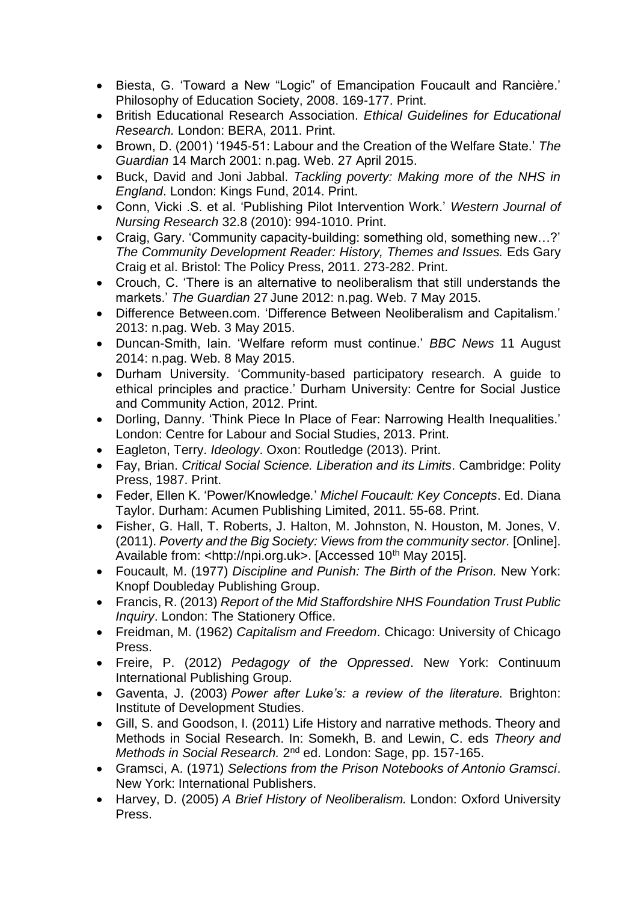- Biesta, G. 'Toward a New "Logic" of Emancipation Foucault and Rancière.' Philosophy of Education Society, 2008. 169-177. Print.
- British Educational Research Association. *Ethical Guidelines for Educational Research.* London: BERA, 2011. Print.
- Brown, D. (2001) '1945-51: Labour and the Creation of the Welfare State.' *The Guardian* 14 March 2001: n.pag. Web. 27 April 2015.
- Buck, David and Joni Jabbal. *Tackling poverty: Making more of the NHS in England*. London: Kings Fund, 2014. Print.
- Conn, Vicki .S. et al. 'Publishing Pilot Intervention Work.' *Western Journal of Nursing Research* 32.8 (2010): 994-1010. Print.
- Craig, Gary. 'Community capacity-building: something old, something new…?' *The Community Development Reader: History, Themes and Issues.* Eds Gary Craig et al. Bristol: The Policy Press, 2011. 273-282. Print.
- Crouch, C. 'There is an alternative to neoliberalism that still understands the markets.' *The Guardian* 27 June 2012: n.pag. Web. 7 May 2015.
- Difference Between.com. 'Difference Between Neoliberalism and Capitalism.' 2013: n.pag. Web. 3 May 2015.
- Duncan-Smith, Iain. 'Welfare reform must continue.' *BBC News* 11 August 2014: n.pag. Web. 8 May 2015.
- Durham University. 'Community-based participatory research. A guide to ethical principles and practice.' Durham University: Centre for Social Justice and Community Action, 2012. Print.
- Dorling, Danny. 'Think Piece In Place of Fear: Narrowing Health Inequalities.' London: Centre for Labour and Social Studies, 2013. Print.
- Eagleton, Terry. *Ideology*. Oxon: Routledge (2013). Print.
- Fay, Brian. *Critical Social Science. Liberation and its Limits*. Cambridge: Polity Press, 1987. Print.
- Feder, Ellen K. 'Power/Knowledge.' *Michel Foucault: Key Concepts*. Ed. Diana Taylor. Durham: Acumen Publishing Limited, 2011. 55-68. Print.
- Fisher, G. Hall, T. Roberts, J. Halton, M. Johnston, N. Houston, M. Jones, V. (2011). *Poverty and the Big Society: Views from the community sector.* [Online]. Available from: <http://npi.org.uk>. [Accessed 10th May 2015].
- Foucault, M. (1977) *Discipline and Punish: The Birth of the Prison.* New York: Knopf Doubleday Publishing Group.
- Francis, R. (2013) *Report of the Mid Staffordshire NHS Foundation Trust Public Inquiry*. London: The Stationery Office.
- Freidman, M. (1962) *Capitalism and Freedom*. Chicago: University of Chicago Press.
- Freire, P. (2012) *Pedagogy of the Oppressed*. New York: Continuum International Publishing Group.
- Gaventa, J. (2003) *Power after Luke's: a review of the literature.* Brighton: Institute of Development Studies.
- Gill, S. and Goodson, I. (2011) Life History and narrative methods. Theory and Methods in Social Research. In: Somekh, B. and Lewin, C. eds *Theory and Methods in Social Research.* 2nd ed. London: Sage, pp. 157-165.
- Gramsci, A. (1971) *Selections from the Prison Notebooks of Antonio Gramsci*. New York: International Publishers.
- Harvey, D. (2005) *A Brief History of Neoliberalism.* London: Oxford University Press.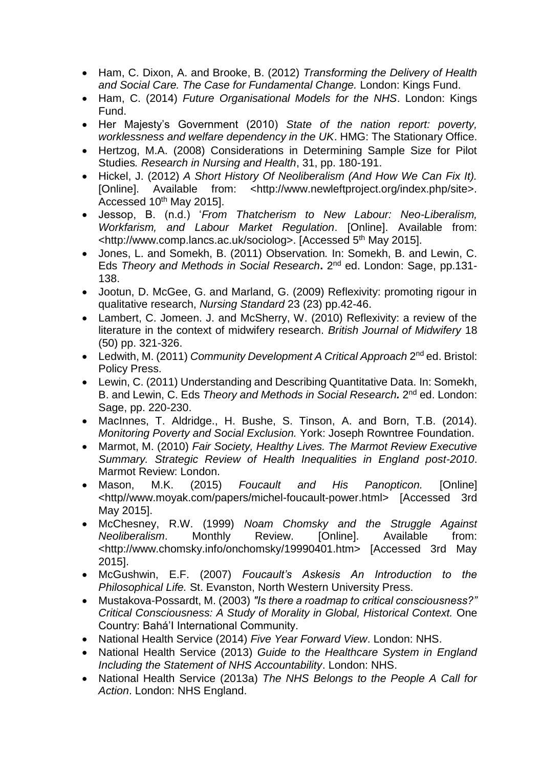- Ham, C. Dixon, A. and Brooke, B. (2012) *Transforming the Delivery of Health and Social Care. The Case for Fundamental Change.* London: Kings Fund.
- Ham, C. (2014) *Future Organisational Models for the NHS*. London: Kings Fund.
- Her Majesty's Government (2010) *State of the nation report: poverty, worklessness and welfare dependency in the UK*. HMG: The Stationary Office.
- Hertzog, M.A. (2008) Considerations in Determining Sample Size for Pilot Studies*. Research in Nursing and Health*, 31, pp. 180-191.
- Hickel, J. (2012) *A Short History Of Neoliberalism (And How We Can Fix It).* [Online]. Available from: <http://www.newleftproject.org/index.php/site>. Accessed 10th May 2015].
- Jessop, B. (n.d.) '*From Thatcherism to New Labour: Neo-Liberalism, Workfarism, and Labour Market Regulation*. [Online]. Available from: <http://www.comp.lancs.ac.uk/sociolog>. [Accessed 5th May 2015].
- Jones, L. and Somekh, B. (2011) Observation*.* In: Somekh, B. and Lewin, C. Eds *Theory and Methods in Social Research***.** 2nd ed. London: Sage, pp.131-138.
- Jootun, D. McGee, G. and Marland, G. (2009) Reflexivity: promoting rigour in qualitative research, *Nursing Standard* 23 (23) pp.42-46.
- Lambert, C. Jomeen. J. and McSherry, W. (2010) Reflexivity: a review of the literature in the context of midwifery research. *British Journal of Midwifery* 18 (50) pp. 321-326.
- Ledwith, M. (2011) *Community Development A Critical Approach* 2nd ed. Bristol: Policy Press.
- Lewin, C. (2011) Understanding and Describing Quantitative Data. In: Somekh, B. and Lewin, C. Eds *Theory and Methods in Social Research.* 2nd ed. London: Sage, pp. 220-230.
- MacInnes, T. Aldridge., H. Bushe, S. Tinson, A. and Born, T.B. (2014). *Monitoring Poverty and Social Exclusion.* York: Joseph Rowntree Foundation.
- Marmot, M. (2010) *Fair Society, Healthy Lives. The Marmot Review Executive Summary. Strategic Review of Health Inequalities in England post-2010*. Marmot Review: London.
- Mason, M.K. (2015) *Foucault and His Panopticon.* [Online] <http//www.moyak.com/papers/michel-foucault-power.html> [Accessed 3rd May 2015].
- McChesney, R.W. (1999) *Noam Chomsky and the Struggle Against Neoliberalism*. Monthly Review. [Online]. Available from: <http://www.chomsky.info/onchomsky/19990401.htm> [Accessed 3rd May 2015].
- McGushwin, E.F. (2007) *Foucault's Askesis An Introduction to the Philosophical Life.* St. Evanston, North Western University Press.
- Mustakova-Possardt, M. (2003) *"Is there a roadmap to critical consciousness?" Critical Consciousness: A Study of Morality in Global, Historical Context.* One Country: Bahá'I International Community.
- National Health Service (2014) *Five Year Forward View*. London: NHS.
- National Health Service (2013) *Guide to the Healthcare System in England Including the Statement of NHS Accountability*. London: NHS.
- National Health Service (2013a) *The NHS Belongs to the People A Call for Action*. London: NHS England.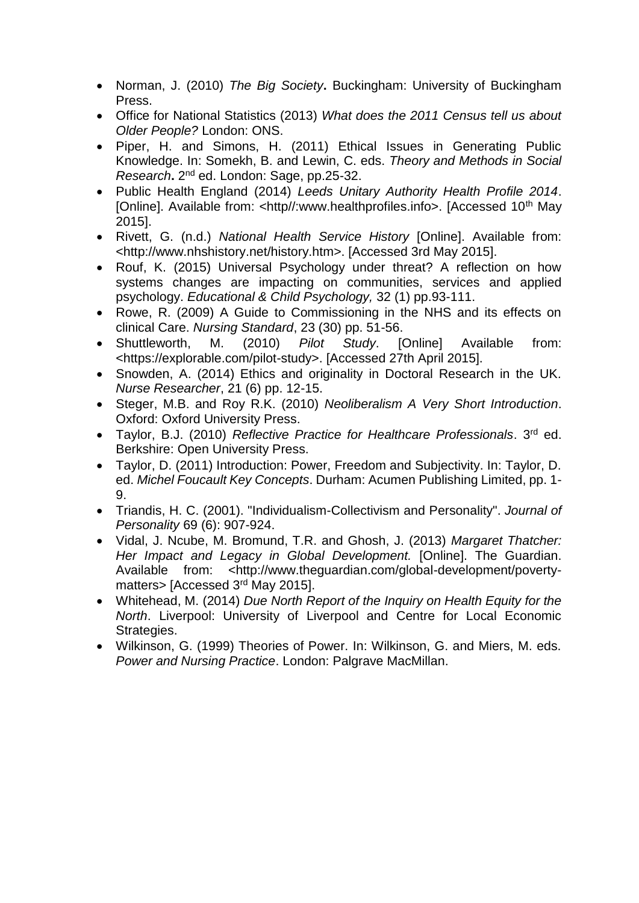- Norman, J. (2010) *The Big Society***.** Buckingham: University of Buckingham Press.
- Office for National Statistics (2013) *What does the 2011 Census tell us about Older People?* London: ONS.
- Piper, H. and Simons, H. (2011) Ethical Issues in Generating Public Knowledge. In: Somekh, B. and Lewin, C. eds. *Theory and Methods in Social Research***.** 2nd ed. London: Sage, pp.25-32.
- Public Health England (2014) *Leeds Unitary Authority Health Profile 2014*. [Online]. Available from: <http//:www.healthprofiles.info>. [Accessed 10th May 2015].
- Rivett, G. (n.d.) *National Health Service History* [Online]. Available from: <http://www.nhshistory.net/history.htm>. [Accessed 3rd May 2015].
- Rouf, K. (2015) Universal Psychology under threat? A reflection on how systems changes are impacting on communities, services and applied psychology. *Educational & Child Psychology,* 32 (1) pp.93-111.
- Rowe, R. (2009) A Guide to Commissioning in the NHS and its effects on clinical Care. *Nursing Standard*, 23 (30) pp. 51-56.
- Shuttleworth, M. (2010) *Pilot Study*. [Online] Available from: <https://explorable.com/pilot-study>. [Accessed 27th April 2015].
- Snowden, A. (2014) Ethics and originality in Doctoral Research in the UK. *Nurse Researcher*, 21 (6) pp. 12-15.
- Steger, M.B. and Roy R.K. (2010) *Neoliberalism A Very Short Introduction*. Oxford: Oxford University Press.
- Taylor, B.J. (2010) *Reflective Practice for Healthcare Professionals*. 3rd ed. Berkshire: Open University Press.
- Taylor, D. (2011) Introduction: Power, Freedom and Subjectivity. In: Taylor, D. ed. *Michel Foucault Key Concepts*. Durham: Acumen Publishing Limited, pp. 1-9.
- Triandis, H. C. (2001). "Individualism-Collectivism and Personality". *Journal of Personality* 69 (6): 907-924.
- Vidal, J. Ncube, M. Bromund, T.R. and Ghosh, J. (2013) *Margaret Thatcher: Her Impact and Legacy in Global Development.* [Online]. The Guardian. Available from: <http://www.theguardian.com/global-development/poverty-matters> [Accessed 3rd May 2015].
- Whitehead, M. (2014) *Due North Report of the Inquiry on Health Equity for the North*. Liverpool: University of Liverpool and Centre for Local Economic Strategies.
- Wilkinson, G. (1999) Theories of Power. In: Wilkinson, G. and Miers, M. eds. *Power and Nursing Practice*. London: Palgrave MacMillan.